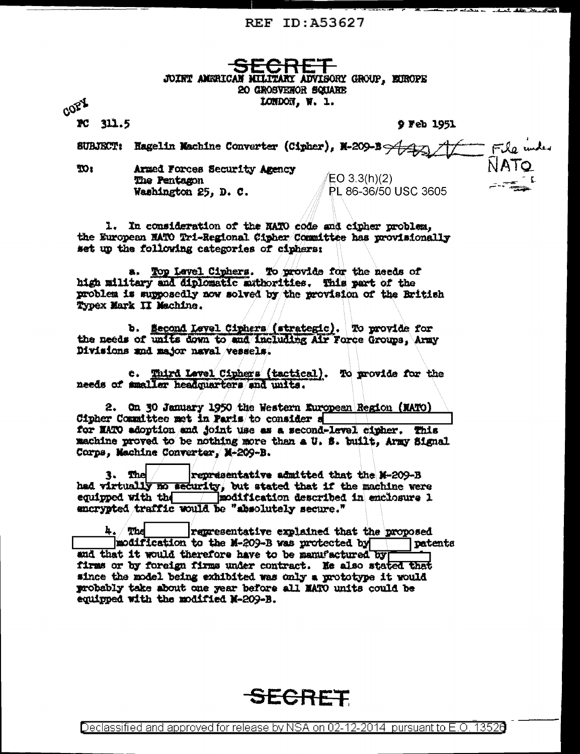REF ID:A53627

SECRET

JOINT AMERICAN MILITARY ADVISORY GROUP, EUROPE
20 GROSVENOR SQUARE
LONDON, W. 1.

COPY

PC 311.5

9 Feb 1951

SUBJECT: Hagelin Machine Converter (Cipher), M-209-B — File under NATO

TO: Armed Forces Security Agency
The Pentagon
Washington 25, D. C.

EO 3.3(h)(2)
PL 86-36/50 USC 3605

1. In consideration of the NATO code and cipher problem, the European NATO Tri-Regional Cipher Committee has provisionally set up the following categories of ciphers:

a. Top Level Ciphers. To provide for the needs of high military and diplomatic authorities. This part of the problem is supposedly now solved by the provision of the British Typex Mark II Machine.

b. Second Level Ciphers (strategic). To provide for the needs of units down to and including Air Force Groups, Army Divisions and major naval vessels.

c. Third Level Ciphers (tactical). To provide for the needs of smaller headquarters and units.

2. On 30 January 1950 the Western European Region (NATO) Cipher Committee met in Paris to consider a [REDACTED] for NATO adoption and joint use as a second-level cipher. This machine proved to be nothing more than a U. S. built, Army Signal Corps, Machine Converter, M-209-B.

3. The [REDACTED] representative admitted that the M-209-B had virtually no security, but stated that if the machine were equipped with the [REDACTED] modification described in enclosure 1 encrypted traffic would be "absolutely secure."

4. The [REDACTED] representative explained that the proposed [REDACTED] modification to the M-209-B was protected by [REDACTED] patents and that it would therefore have to be manufactured by [REDACTED] firms or by foreign firms under contract. He also stated that since the model being exhibited was only a prototype it would probably take about one year before all NATO units could be equipped with the modified M-209-B.

SECRET

Declassified and approved for release by NSA on 02-12-2014 pursuant to E.O. 13526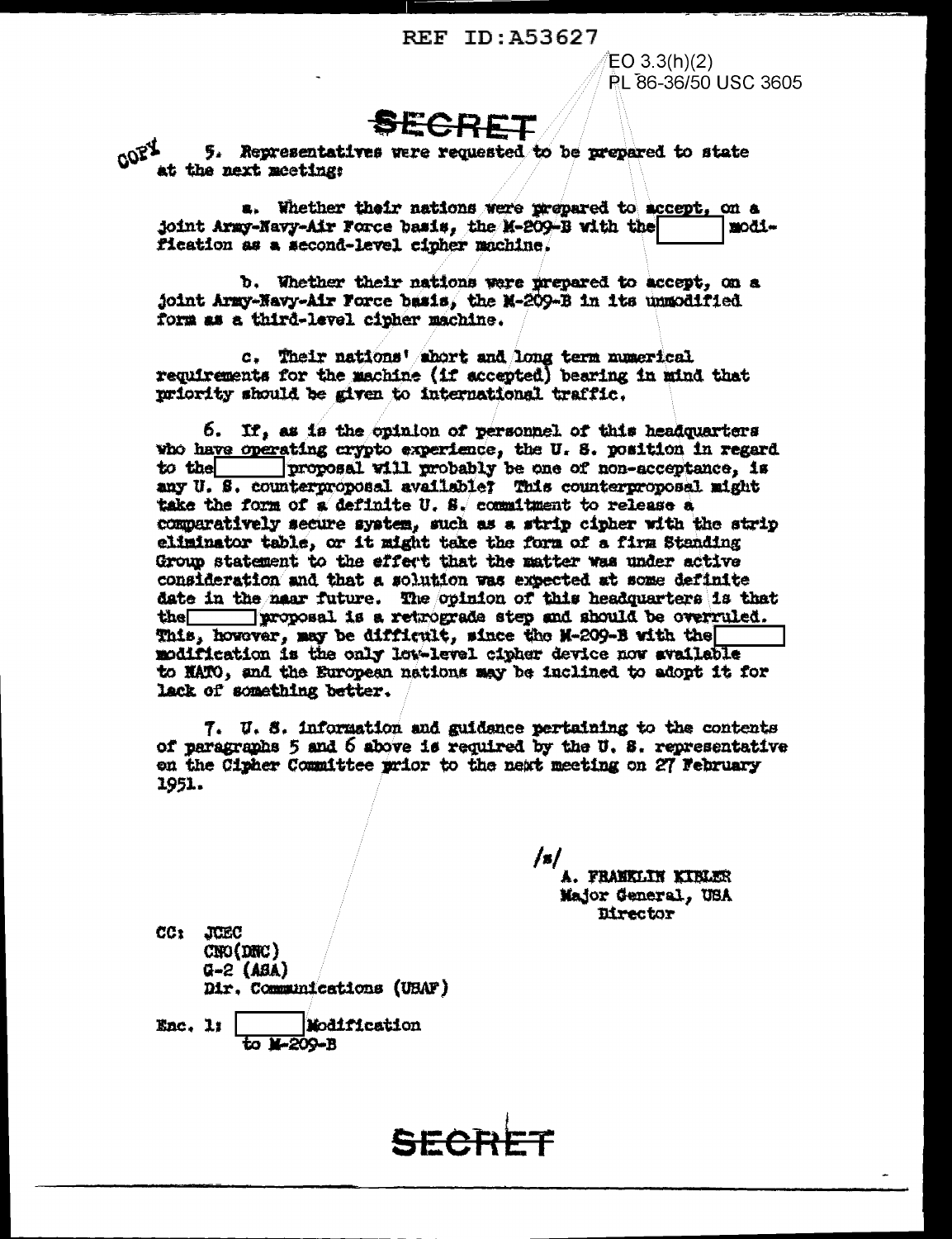REF ID:A53627

EO 3.3(h)(2)
PL 86-36/50 USC 3605

**SECRET**

COPY

5. Representatives were requested to be prepared to state at the next meeting:

a. Whether their nations were prepared to accept, on a joint Army-Navy-Air Force basis, the M-209-B with the [ ] modification as a second-level cipher machine.

b. Whether their nations were prepared to accept, on a joint Army-Navy-Air Force basis, the M-209-B in its unmodified form as a third-level cipher machine.

c. Their nations' short and long term numerical requirements for the machine (if accepted) bearing in mind that priority should be given to international traffic.

6. If, as is the opinion of personnel of this headquarters who have operating crypto experience, the U. S. position in regard to the [ ] proposal will probably be one of non-acceptance, is any U. S. counterproposal available? This counterproposal might take the form of a definite U. S. commitment to release a comparatively secure system, such as a strip cipher with the strip eliminator table, or it might take the form of a firm Standing Group statement to the effect that the matter was under active consideration and that a solution was expected at some definite date in the near future. The opinion of this headquarters is that the [ ] proposal is a retrograde step and should be overruled. This, however, may be difficult, since the M-209-B with the [ ] modification is the only low-level cipher device now available to NATO, and the European nations may be inclined to adopt it for lack of something better.

7. U. S. information and guidance pertaining to the contents of paragraphs 5 and 6 above is required by the U. S. representative on the Cipher Committee prior to the next meeting on 27 February 1951.

/s/
A. FRANKLIN KIBLER
Major General, USA
Director

CC: JCEC
CNO(DNC)
G-2 (ASA)
Dir. Communications (USAF)

Enc. 1: [ ] Modification to M-209-B

**SECRET**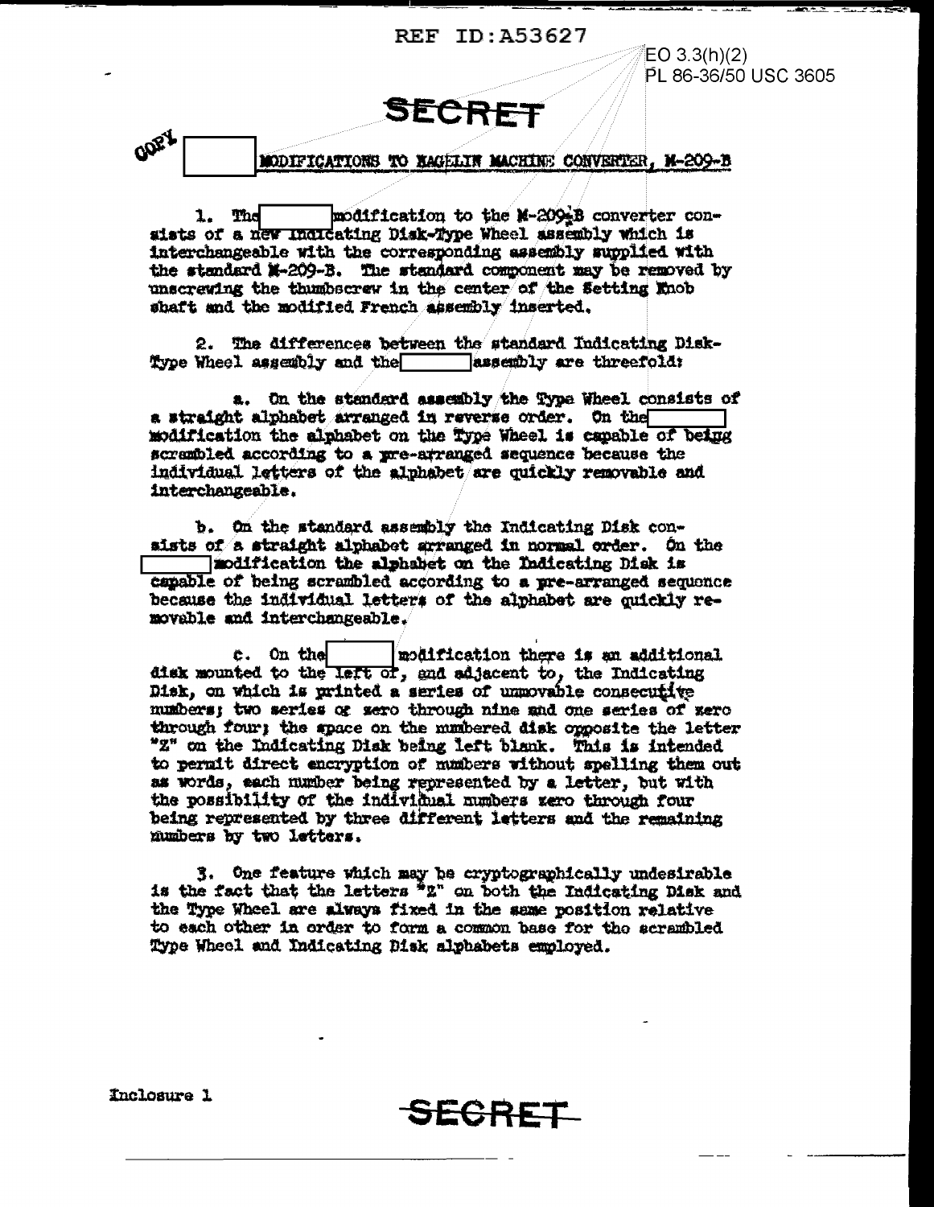REF ID:A53627

EO 3.3(h)(2)
PL 86-36/50 USC 3605

**SECRET**

COPY

MODIFICATIONS TO HAGELIN MACHINE CONVERTER, M-209-B

1. The modification to the M-209-B converter consists of a new Indicating Disk-Type Wheel assembly which is interchangeable with the corresponding assembly supplied with the standard M-209-B. The standard component may be removed by unscrewing the thumbscrew in the center of the Setting Knob shaft and the modified French assembly inserted.

2. The differences between the standard Indicating Disk-Type Wheel assembly and the assembly are threefold:

a. On the standard assembly the Type Wheel consists of a straight alphabet arranged in reverse order. On the modification the alphabet on the Type Wheel is capable of being scrambled according to a pre-arranged sequence because the individual letters of the alphabet are quickly removable and interchangeable.

b. On the standard assembly the Indicating Disk consists of a straight alphabet arranged in normal order. On the modification the alphabet on the Indicating Disk is capable of being scrambled according to a pre-arranged sequence because the individual letters of the alphabet are quickly removable and interchangeable.

c. On the modification there is an additional disk mounted to the left of, and adjacent to, the Indicating Disk, on which is printed a series of unmovable consecutive numbers; two series of zero through nine and one series of zero through four; the space on the numbered disk opposite the letter "Z" on the Indicating Disk being left blank. This is intended to permit direct encryption of numbers without spelling them out as words, each number being represented by a letter, but with the possibility of the individual numbers zero through four being represented by three different letters and the remaining numbers by two letters.

3. One feature which may be cryptographically undesirable is the fact that the letters "Z" on both the Indicating Disk and the Type Wheel are always fixed in the same position relative to each other in order to form a common base for the scrambled Type Wheel and Indicating Disk alphabets employed.

Inclosure 1

**SECRET**